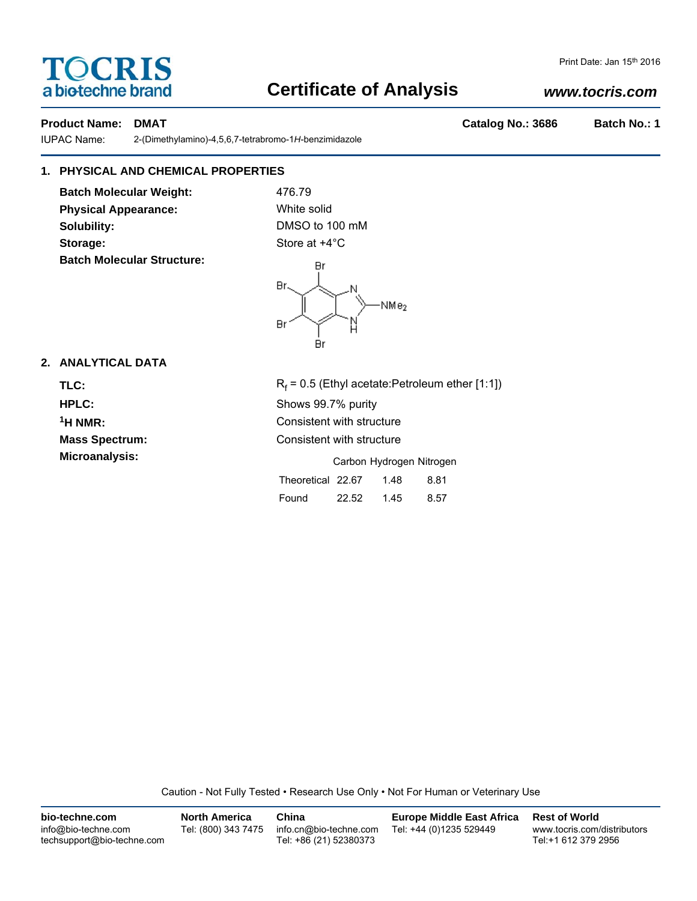TOCRIS
a biotechne brand

Print Date: Jan 15th 2016

# Certificate of Analysis

www.tocris.com

**Product Name: DMAT** **Catalog No.: 3686** **Batch No.: 1**

IUPAC Name: 2-(Dimethylamino)-4,5,6,7-tetrabromo-1*H*-benzimidazole

## 1. PHYSICAL AND CHEMICAL PROPERTIES

**Batch Molecular Weight:** 476.79

**Physical Appearance:** White solid

**Solubility:** DMSO to 100 mM

**Storage:** Store at +4°C

**Batch Molecular Structure:**

## 2. ANALYTICAL DATA

**TLC:** $R_f$ = 0.5 (Ethyl acetate:Petroleum ether [1:1])

**HPLC:** Shows 99.7% purity

**$^1$H NMR:** Consistent with structure

**Mass Spectrum:** Consistent with structure

**Microanalysis:**

| | Carbon | Hydrogen | Nitrogen |
|---|---|---|---|
| Theoretical | 22.67 | 1.48 | 8.81 |
| Found | 22.52 | 1.45 | 8.57 |

Caution - Not Fully Tested • Research Use Only • Not For Human or Veterinary Use

**bio-techne.com**
info@bio-techne.com
techsupport@bio-techne.com

**North America**
Tel: (800) 343 7475

**China**
info.cn@bio-techne.com
Tel: +86 (21) 52380373

**Europe Middle East Africa**
Tel: +44 (0)1235 529449

**Rest of World**
www.tocris.com/distributors
Tel:+1 612 379 2956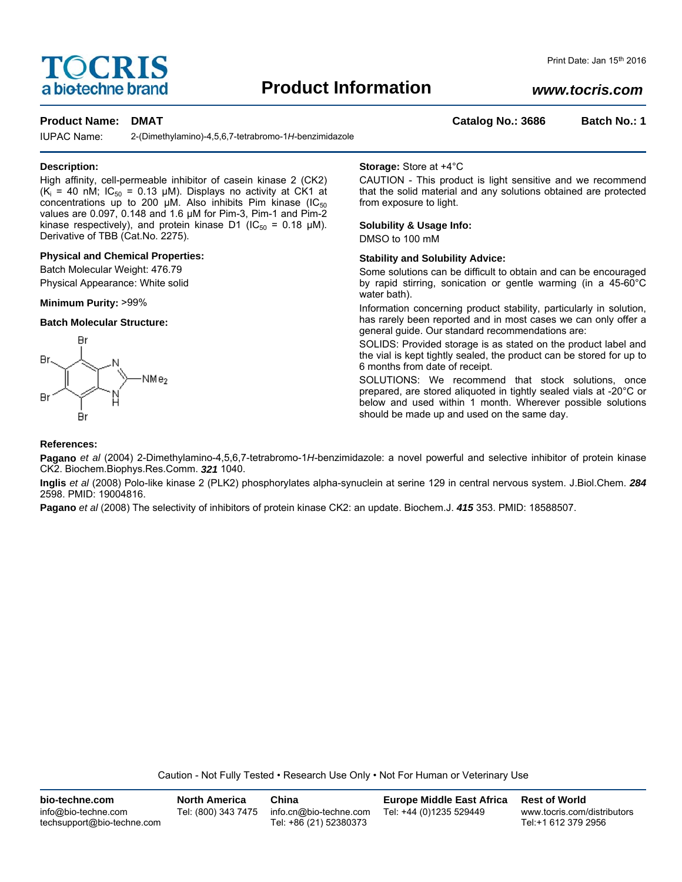# Product Information

**Product Name:** **DMAT** **Catalog No.: 3686** **Batch No.: 1**

IUPAC Name: 2-(Dimethylamino)-4,5,6,7-tetrabromo-1*H*-benzimidazole

### Description:

High affinity, cell-permeable inhibitor of casein kinase 2 (CK2) ($K_i$ = 40 nM; $IC_{50}$ = 0.13 μM). Displays no activity at CK1 at concentrations up to 200 μM. Also inhibits Pim kinase ($IC_{50}$ values are 0.097, 0.148 and 1.6 μM for Pim-3, Pim-1 and Pim-2 kinase respectively), and protein kinase D1 ($IC_{50}$ = 0.18 μM). Derivative of TBB (Cat.No. 2275).

### Physical and Chemical Properties:

Batch Molecular Weight: 476.79

Physical Appearance: White solid

**Minimum Purity:** >99%

### Batch Molecular Structure:

Br Br Br Br N N H NMe2

**Storage:** Store at +4°C

CAUTION - This product is light sensitive and we recommend that the solid material and any solutions obtained are protected from exposure to light.

### Solubility & Usage Info:

DMSO to 100 mM

### Stability and Solubility Advice:

Some solutions can be difficult to obtain and can be encouraged by rapid stirring, sonication or gentle warming (in a 45-60°C water bath).

Information concerning product stability, particularly in solution, has rarely been reported and in most cases we can only offer a general guide. Our standard recommendations are:

SOLIDS: Provided storage is as stated on the product label and the vial is kept tightly sealed, the product can be stored for up to 6 months from date of receipt.

SOLUTIONS: We recommend that stock solutions, once prepared, are stored aliquoted in tightly sealed vials at -20°C or below and used within 1 month. Wherever possible solutions should be made up and used on the same day.

### References:

**Pagano** *et al* (2004) 2-Dimethylamino-4,5,6,7-tetrabromo-1*H*-benzimidazole: a novel powerful and selective inhibitor of protein kinase CK2. Biochem.Biophys.Res.Comm. ***321*** 1040.

**Inglis** *et al* (2008) Polo-like kinase 2 (PLK2) phosphorylates alpha-synuclein at serine 129 in central nervous system. J.Biol.Chem. ***284*** 2598. PMID: 19004816.

**Pagano** *et al* (2008) The selectivity of inhibitors of protein kinase CK2: an update. Biochem.J. ***415*** 353. PMID: 18588507.

Caution - Not Fully Tested • Research Use Only • Not For Human or Veterinary Use

| bio-techne.com | North America | China | Europe Middle East Africa | Rest of World |
|---|---|---|---|---|
| info@bio-techne.com | Tel: (800) 343 7475 | info.cn@bio-techne.com | Tel: +44 (0)1235 529449 | www.tocris.com/distributors |
| techsupport@bio-techne.com | | Tel: +86 (21) 52380373 | | Tel:+1 612 379 2956 |